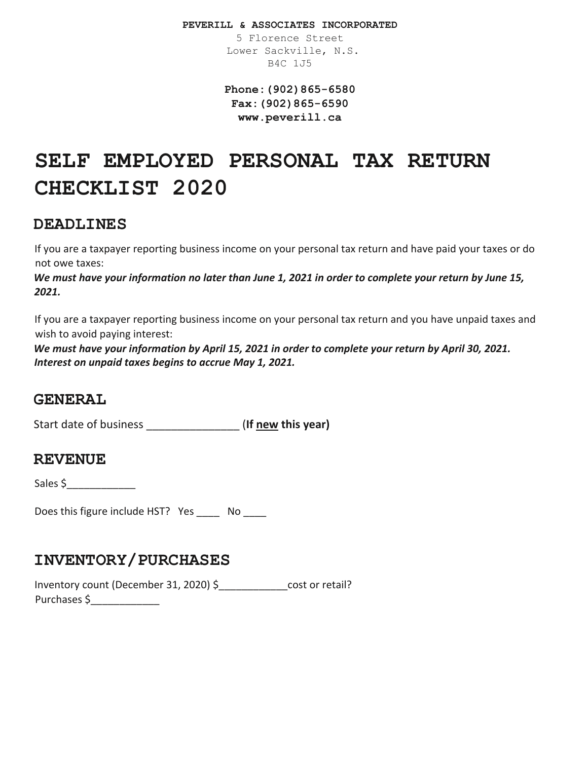**PEVERILL & ASSOCIATES INCORPORATED**
5 Florence Street
Lower Sackville, N.S.
B4C 1J5

**Phone:(902)865-6580**
**Fax:(902)865-6590**
**www.peverill.ca**

# SELF EMPLOYED PERSONAL TAX RETURN CHECKLIST 2020

## DEADLINES

If you are a taxpayer reporting business income on your personal tax return and have paid your taxes or do not owe taxes:

***We must have your information no later than June 1, 2021 in order to complete your return by June 15, 2021.***

If you are a taxpayer reporting business income on your personal tax return and you have unpaid taxes and wish to avoid paying interest:

***We must have your information by April 15, 2021 in order to complete your return by April 30, 2021. Interest on unpaid taxes begins to accrue May 1, 2021.***

## GENERAL

Start date of business _______________ (**If <u>new</u> this year)**

## REVENUE

Sales $____________

Does this figure include HST? Yes ____ No ____

## INVENTORY/PURCHASES

Inventory count (December 31, 2020) $____________cost or retail?
Purchases $____________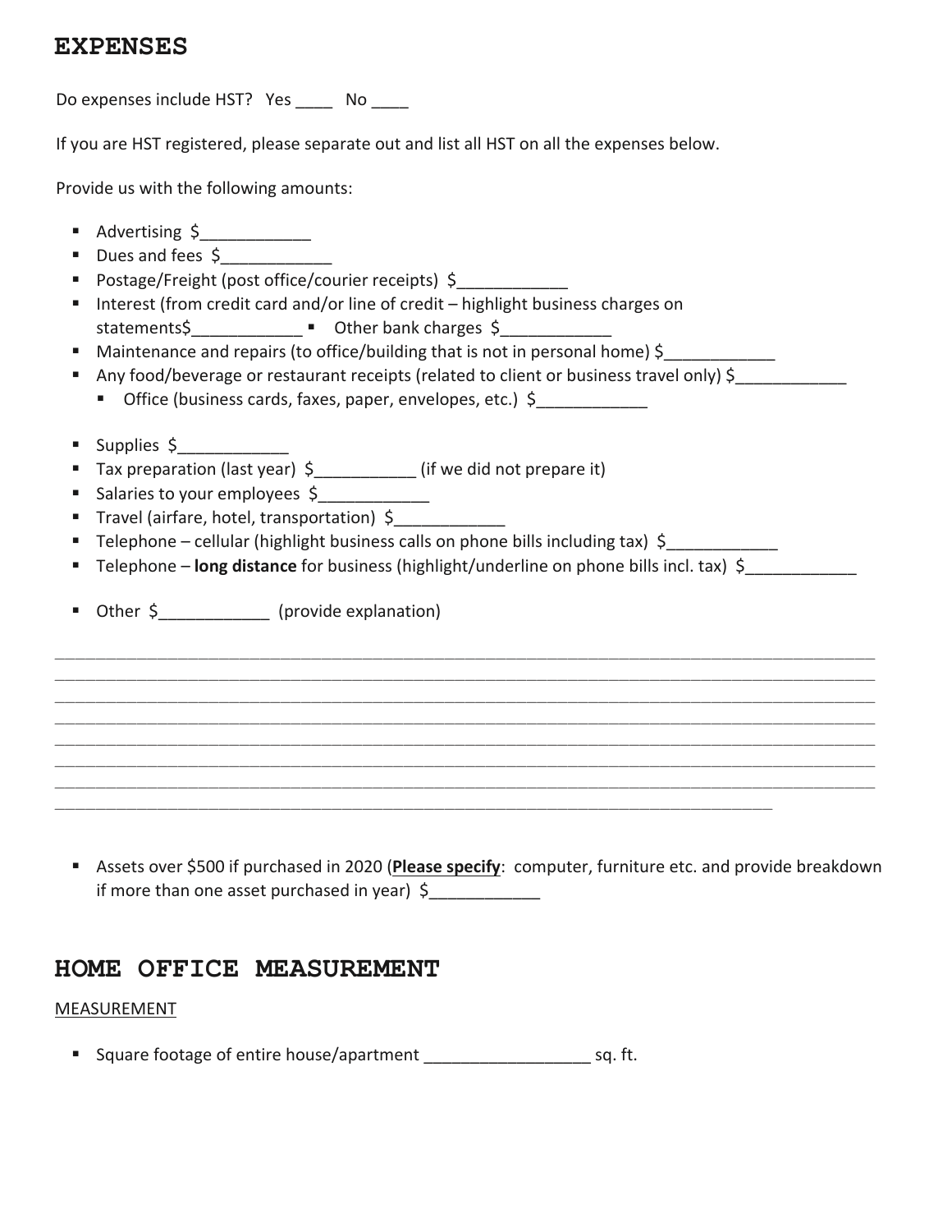## EXPENSES

Do expenses include HST?   Yes ____   No ____

If you are HST registered, please separate out and list all HST on all the expenses below.

Provide us with the following amounts:

- Advertising  $____________
- Dues and fees  $____________
- Postage/Freight (post office/courier receipts)  $____________
- Interest (from credit card and/or line of credit – highlight business charges on statements$____________
- Other bank charges  $____________
- Maintenance and repairs (to office/building that is not in personal home) $____________
- Any food/beverage or restaurant receipts (related to client or business travel only) $____________
  - Office (business cards, faxes, paper, envelopes, etc.)  $____________
- Supplies  $____________
- Tax preparation (last year)  $___________ (if we did not prepare it)
- Salaries to your employees  $____________
- Travel (airfare, hotel, transportation)  $____________
- Telephone – cellular (highlight business calls on phone bills including tax)  $____________
- Telephone – **long distance** for business (highlight/underline on phone bills incl. tax)  $____________
- Other  $____________  (provide explanation)

________________________________________________________________________________________
________________________________________________________________________________________
________________________________________________________________________________________
________________________________________________________________________________________
________________________________________________________________________________________
________________________________________________________________________________________
________________________________________________________________________________________
______________________________________________________________________________

- Assets over $500 if purchased in 2020 (**Please specify**:  computer, furniture etc. and provide breakdown if more than one asset purchased in year)  $____________

## HOME OFFICE MEASUREMENT

MEASUREMENT

- Square footage of entire house/apartment __________________ sq. ft.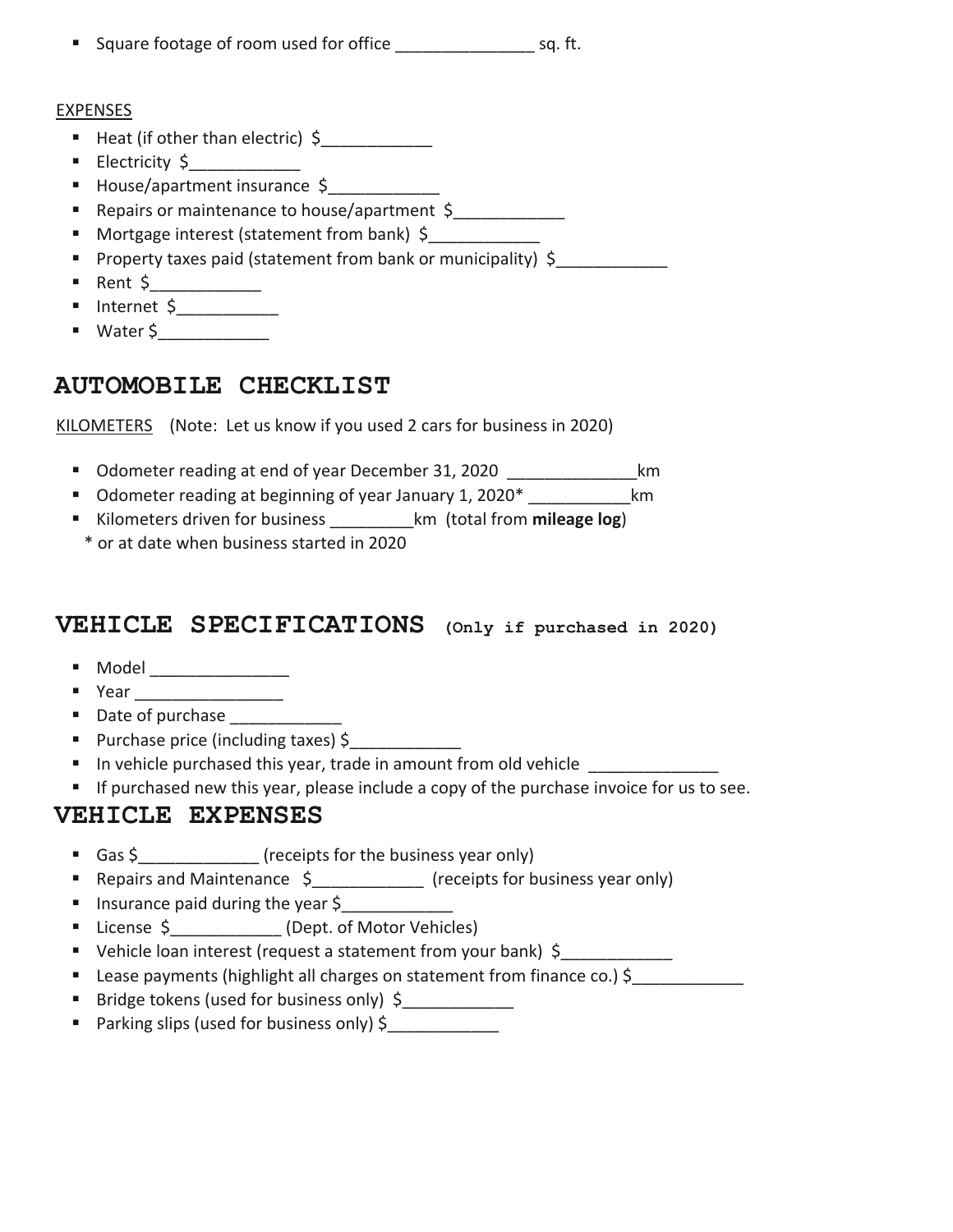- Square footage of room used for office _______________ sq. ft.

EXPENSES

- Heat (if other than electric) $____________
- Electricity $____________
- House/apartment insurance $____________
- Repairs or maintenance to house/apartment $____________
- Mortgage interest (statement from bank) $____________
- Property taxes paid (statement from bank or municipality) $____________
- Rent $____________
- Internet $___________
- Water $____________

## AUTOMOBILE CHECKLIST

KILOMETERS (Note: Let us know if you used 2 cars for business in 2020)

- Odometer reading at end of year December 31, 2020 ______________km
- Odometer reading at beginning of year January 1, 2020* ___________km
- Kilometers driven for business _________km (total from **mileage log**)

\* or at date when business started in 2020

## VEHICLE SPECIFICATIONS (Only if purchased in 2020)

- Model _______________
- Year ________________
- Date of purchase ____________
- Purchase price (including taxes) $____________
- In vehicle purchased this year, trade in amount from old vehicle ______________
- If purchased new this year, please include a copy of the purchase invoice for us to see.

## VEHICLE EXPENSES

- Gas $_____________ (receipts for the business year only)
- Repairs and Maintenance $____________ (receipts for business year only)
- Insurance paid during the year $____________
- License $____________ (Dept. of Motor Vehicles)
- Vehicle loan interest (request a statement from your bank) $____________
- Lease payments (highlight all charges on statement from finance co.) $____________
- Bridge tokens (used for business only) $____________
- Parking slips (used for business only) $____________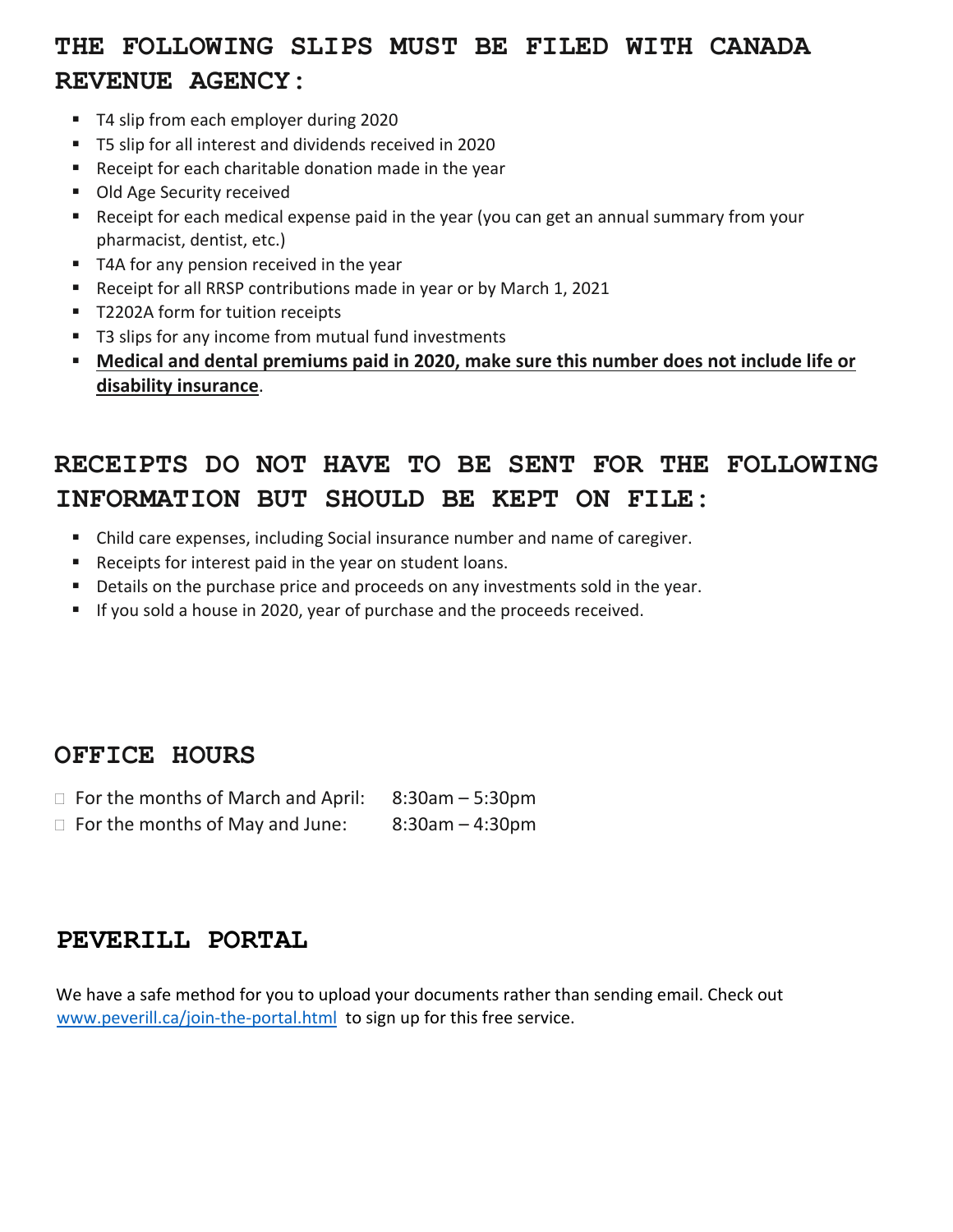## THE FOLLOWING SLIPS MUST BE FILED WITH CANADA REVENUE AGENCY:

- T4 slip from each employer during 2020
- T5 slip for all interest and dividends received in 2020
- Receipt for each charitable donation made in the year
- Old Age Security received
- Receipt for each medical expense paid in the year (you can get an annual summary from your pharmacist, dentist, etc.)
- T4A for any pension received in the year
- Receipt for all RRSP contributions made in year or by March 1, 2021
- T2202A form for tuition receipts
- T3 slips for any income from mutual fund investments
- **Medical and dental premiums paid in 2020, make sure this number does not include life or disability insurance**.

## RECEIPTS DO NOT HAVE TO BE SENT FOR THE FOLLOWING INFORMATION BUT SHOULD BE KEPT ON FILE:

- Child care expenses, including Social insurance number and name of caregiver.
- Receipts for interest paid in the year on student loans.
- Details on the purchase price and proceeds on any investments sold in the year.
- If you sold a house in 2020, year of purchase and the proceeds received.

## OFFICE HOURS

- For the months of March and April: 8:30am – 5:30pm
- For the months of May and June: 8:30am – 4:30pm

## PEVERILL PORTAL

We have a safe method for you to upload your documents rather than sending email. Check out www.peverill.ca/join-the-portal.html to sign up for this free service.